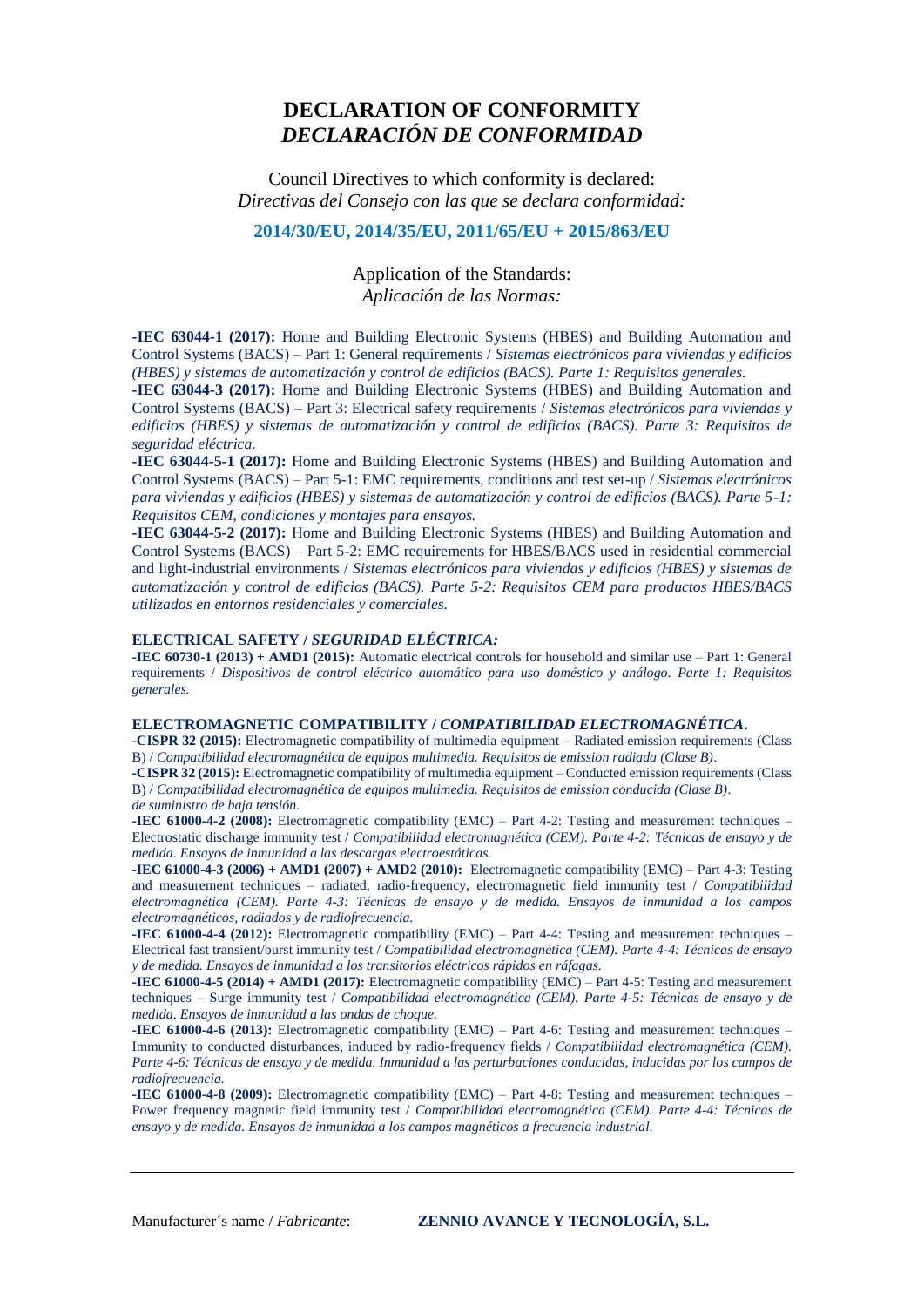# DECLARATION OF CONFORMITY
# *DECLARACIÓN DE CONFORMIDAD*

Council Directives to which conformity is declared:
*Directivas del Consejo con las que se declara conformidad:*

**2014/30/EU, 2014/35/EU, 2011/65/EU + 2015/863/EU**

Application of the Standards:
*Aplicación de las Normas:*

**-IEC 63044-1 (2017):** Home and Building Electronic Systems (HBES) and Building Automation and Control Systems (BACS) – Part 1: General requirements / *Sistemas electrónicos para viviendas y edificios (HBES) y sistemas de automatización y control de edificios (BACS). Parte 1: Requisitos generales.*
**-IEC 63044-3 (2017):** Home and Building Electronic Systems (HBES) and Building Automation and Control Systems (BACS) – Part 3: Electrical safety requirements / *Sistemas electrónicos para viviendas y edificios (HBES) y sistemas de automatización y control de edificios (BACS). Parte 3: Requisitos de seguridad eléctrica.*
**-IEC 63044-5-1 (2017):** Home and Building Electronic Systems (HBES) and Building Automation and Control Systems (BACS) – Part 5-1: EMC requirements, conditions and test set-up / *Sistemas electrónicos para viviendas y edificios (HBES) y sistemas de automatización y control de edificios (BACS). Parte 5-1: Requisitos CEM, condiciones y montajes para ensayos.*
**-IEC 63044-5-2 (2017):** Home and Building Electronic Systems (HBES) and Building Automation and Control Systems (BACS) – Part 5-2: EMC requirements for HBES/BACS used in residential commercial and light-industrial environments / *Sistemas electrónicos para viviendas y edificios (HBES) y sistemas de automatización y control de edificios (BACS). Parte 5-2: Requisitos CEM para productos HBES/BACS utilizados en entornos residenciales y comerciales.*

**ELECTRICAL SAFETY /** ***SEGURIDAD ELÉCTRICA:***
**-IEC 60730-1 (2013) + AMD1 (2015):** Automatic electrical controls for household and similar use – Part 1: General requirements / *Dispositivos de control eléctrico automático para uso doméstico y análogo. Parte 1: Requisitos generales.*

**ELECTROMAGNETIC COMPATIBILITY /** ***COMPATIBILIDAD ELECTROMAGNÉTICA.***
**-CISPR 32 (2015):** Electromagnetic compatibility of multimedia equipment – Radiated emission requirements (Class B) / *Compatibilidad electromagnética de equipos multimedia. Requisitos de emission radiada (Clase B)*.
**-CISPR 32 (2015):** Electromagnetic compatibility of multimedia equipment – Conducted emission requirements (Class B) / *Compatibilidad electromagnética de equipos multimedia. Requisitos de emission conducida (Clase B)*.
*de suministro de baja tensión.*
**-IEC 61000-4-2 (2008):** Electromagnetic compatibility (EMC) – Part 4-2: Testing and measurement techniques – Electrostatic discharge immunity test / *Compatibilidad electromagnética (CEM). Parte 4-2: Técnicas de ensayo y de medida. Ensayos de inmunidad a las descargas electroestáticas.*
**-IEC 61000-4-3 (2006) + AMD1 (2007) + AMD2 (2010):** Electromagnetic compatibility (EMC) – Part 4-3: Testing and measurement techniques – radiated, radio-frequency, electromagnetic field immunity test / *Compatibilidad electromagnética (CEM). Parte 4-3: Técnicas de ensayo y de medida. Ensayos de inmunidad a los campos electromagnéticos, radiados y de radiofrecuencia.*
**-IEC 61000-4-4 (2012):** Electromagnetic compatibility (EMC) – Part 4-4: Testing and measurement techniques – Electrical fast transient/burst immunity test / *Compatibilidad electromagnética (CEM). Parte 4-4: Técnicas de ensayo y de medida. Ensayos de inmunidad a los transitorios eléctricos rápidos en ráfagas.*
**-IEC 61000-4-5 (2014) + AMD1 (2017):** Electromagnetic compatibility (EMC) – Part 4-5: Testing and measurement techniques – Surge immunity test / *Compatibilidad electromagnética (CEM). Parte 4-5: Técnicas de ensayo y de medida. Ensayos de inmunidad a las ondas de choque.*
**-IEC 61000-4-6 (2013):** Electromagnetic compatibility (EMC) – Part 4-6: Testing and measurement techniques – Immunity to conducted disturbances, induced by radio-frequency fields / *Compatibilidad electromagnética (CEM). Parte 4-6: Técnicas de ensayo y de medida. Inmunidad a las perturbaciones conducidas, inducidas por los campos de radiofrecuencia.*
**-IEC 61000-4-8 (2009):** Electromagnetic compatibility (EMC) – Part 4-8: Testing and measurement techniques – Power frequency magnetic field immunity test / *Compatibilidad electromagnética (CEM). Parte 4-4: Técnicas de ensayo y de medida. Ensayos de inmunidad a los campos magnéticos a frecuencia industrial.*

---

Manufacturer´s name / *Fabricante*: **ZENNIO AVANCE Y TECNOLOGÍA, S.L.**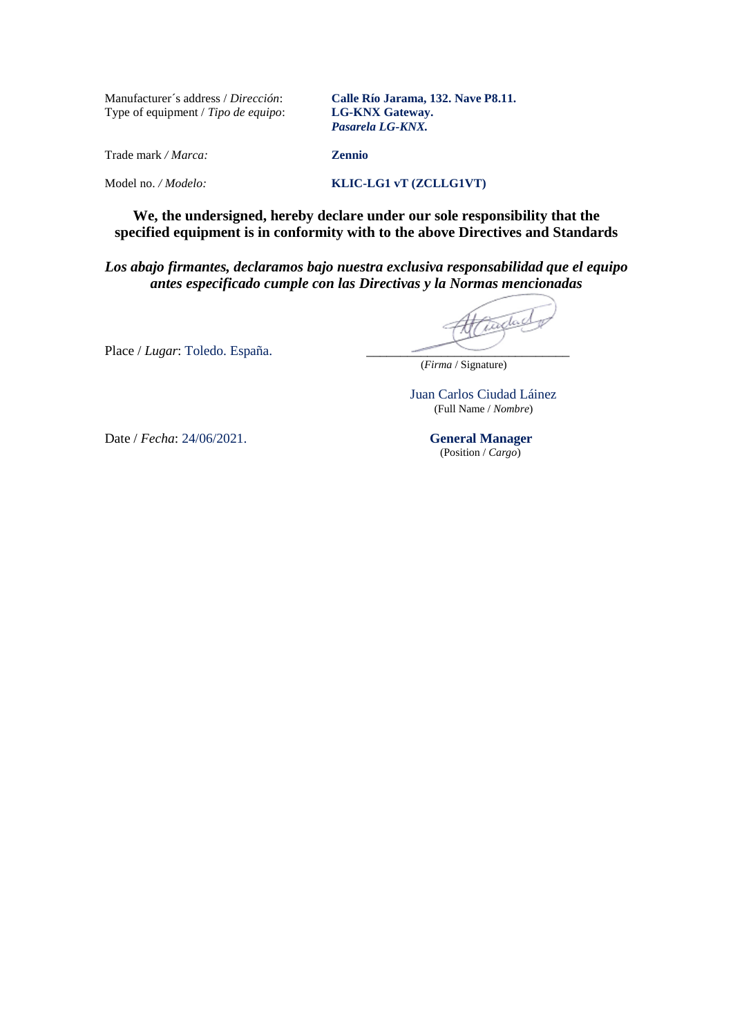Manufacturer´s address / *Dirección*: **Calle Río Jarama, 132. Nave P8.11.**

Type of equipment / *Tipo de equipo*: **LG-KNX Gateway.** ***Pasarela LG-KNX.***

Trade mark / *Marca:* **Zennio**

Model no. / *Modelo:* **KLIC-LG1 vT (ZCLLG1VT)**

**We, the undersigned, hereby declare under our sole responsibility that the specified equipment is in conformity with to the above Directives and Standards**

***Los abajo firmantes, declaramos bajo nuestra exclusiva responsabilidad que el equipo antes especificado cumple con las Directivas y la Normas mencionadas***

Place / *Lugar*: Toledo. España.

(*Firma* / Signature)

Juan Carlos Ciudad Láinez
(Full Name / *Nombre*)

Date / *Fecha*: 24/06/2021.

**General Manager**
(Position / *Cargo*)